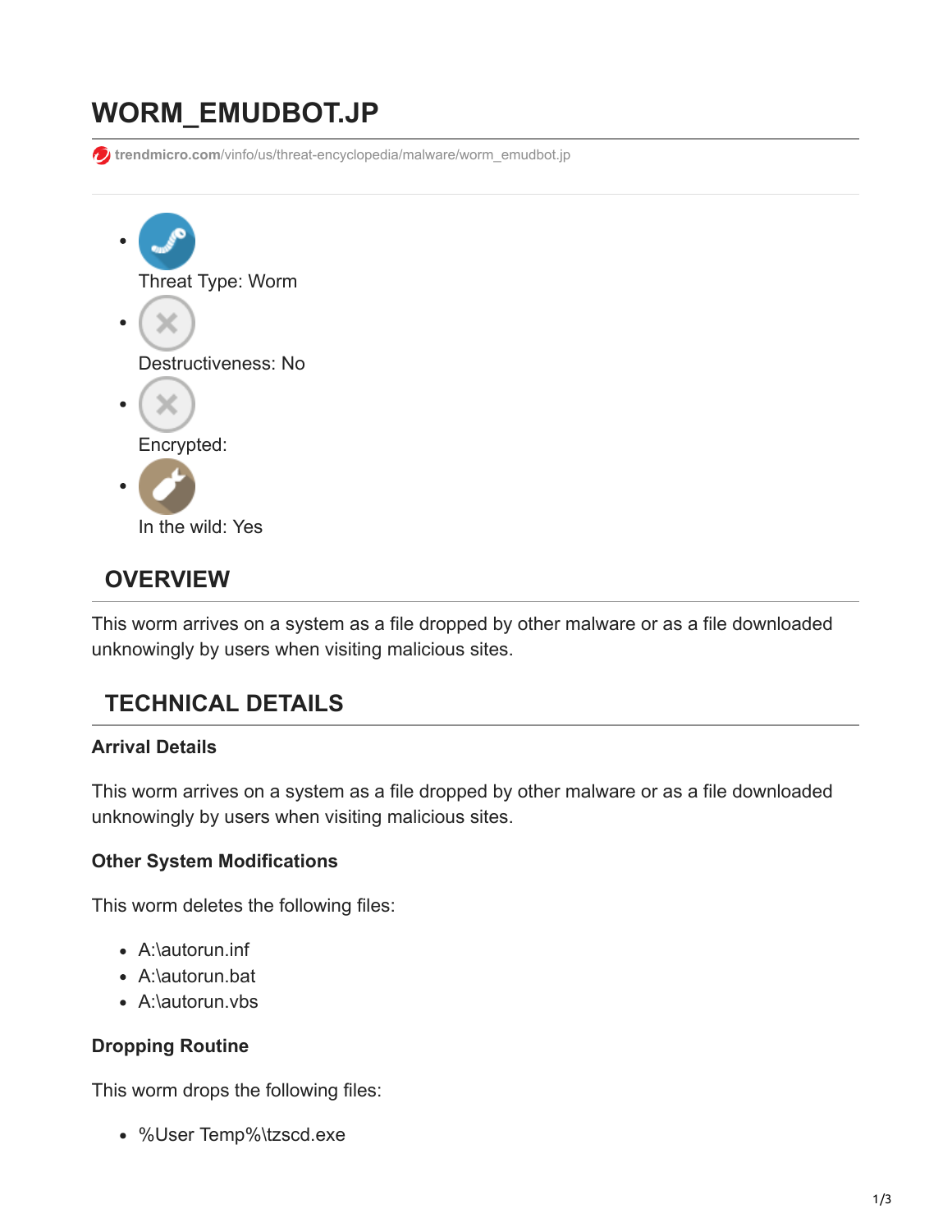# WORM_EMUDBOT.JP

trendmicro.com/vinfo/us/threat-encyclopedia/malware/worm_emudbot.jp

- Threat Type: Worm
- Destructiveness: No
- Encrypted:
- In the wild: Yes

## OVERVIEW

This worm arrives on a system as a file dropped by other malware or as a file downloaded unknowingly by users when visiting malicious sites.

## TECHNICAL DETAILS

### Arrival Details

This worm arrives on a system as a file dropped by other malware or as a file downloaded unknowingly by users when visiting malicious sites.

### Other System Modifications

This worm deletes the following files:

- A:\autorun.inf
- A:\autorun.bat
- A:\autorun.vbs

### Dropping Routine

This worm drops the following files:

- %User Temp%\tzscd.exe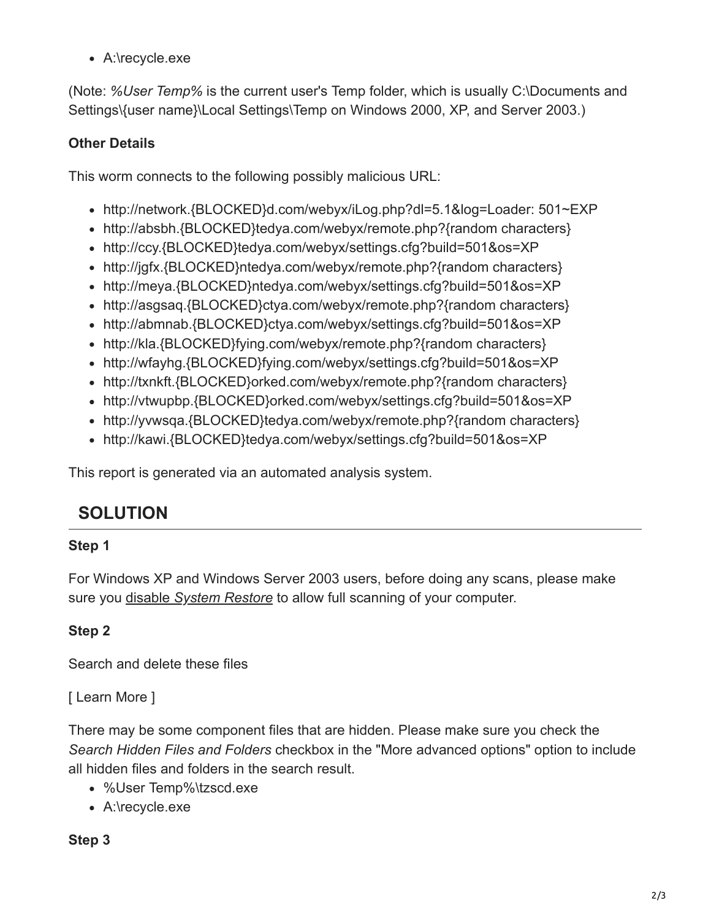- A:\recycle.exe

(Note: *%User Temp%* is the current user's Temp folder, which is usually C:\Documents and Settings\{user name}\Local Settings\Temp on Windows 2000, XP, and Server 2003.)

**Other Details**

This worm connects to the following possibly malicious URL:

- http://network.{BLOCKED}d.com/webyx/iLog.php?dl=5.1&log=Loader: 501~EXP
- http://absbh.{BLOCKED}tedya.com/webyx/remote.php?{random characters}
- http://ccy.{BLOCKED}tedya.com/webyx/settings.cfg?build=501&os=XP
- http://jgfx.{BLOCKED}ntedya.com/webyx/remote.php?{random characters}
- http://meya.{BLOCKED}ntedya.com/webyx/settings.cfg?build=501&os=XP
- http://asgsaq.{BLOCKED}ctya.com/webyx/remote.php?{random characters}
- http://abmnab.{BLOCKED}ctya.com/webyx/settings.cfg?build=501&os=XP
- http://kla.{BLOCKED}fying.com/webyx/remote.php?{random characters}
- http://wfayhg.{BLOCKED}fying.com/webyx/settings.cfg?build=501&os=XP
- http://txnkft.{BLOCKED}orked.com/webyx/remote.php?{random characters}
- http://vtwupbp.{BLOCKED}orked.com/webyx/settings.cfg?build=501&os=XP
- http://yvwsqa.{BLOCKED}tedya.com/webyx/remote.php?{random characters}
- http://kawi.{BLOCKED}tedya.com/webyx/settings.cfg?build=501&os=XP

This report is generated via an automated analysis system.

## SOLUTION

**Step 1**

For Windows XP and Windows Server 2003 users, before doing any scans, please make sure you disable *System Restore* to allow full scanning of your computer.

**Step 2**

Search and delete these files

[ Learn More ]

There may be some component files that are hidden. Please make sure you check the *Search Hidden Files and Folders* checkbox in the "More advanced options" option to include all hidden files and folders in the search result.

- %User Temp%\tzscd.exe
- A:\recycle.exe

**Step 3**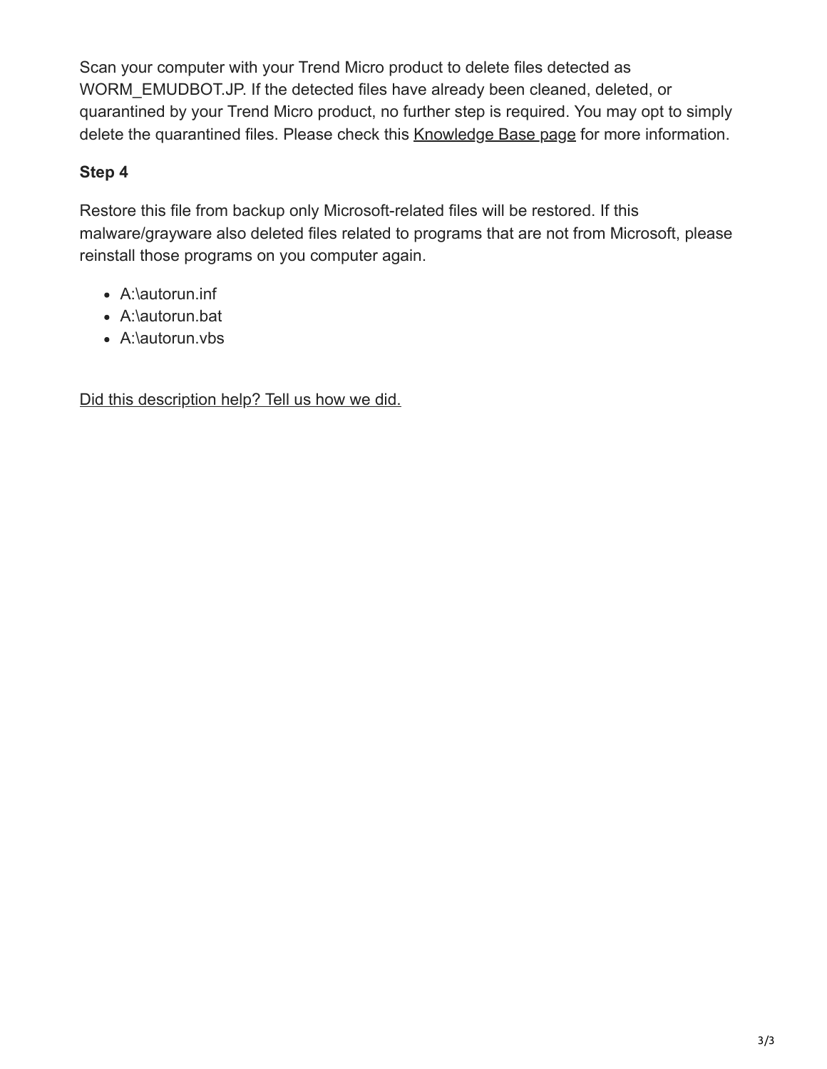Scan your computer with your Trend Micro product to delete files detected as WORM_EMUDBOT.JP. If the detected files have already been cleaned, deleted, or quarantined by your Trend Micro product, no further step is required. You may opt to simply delete the quarantined files. Please check this Knowledge Base page for more information.

**Step 4**

Restore this file from backup only Microsoft-related files will be restored. If this malware/grayware also deleted files related to programs that are not from Microsoft, please reinstall those programs on you computer again.

- A:\autorun.inf
- A:\autorun.bat
- A:\autorun.vbs

Did this description help? Tell us how we did.